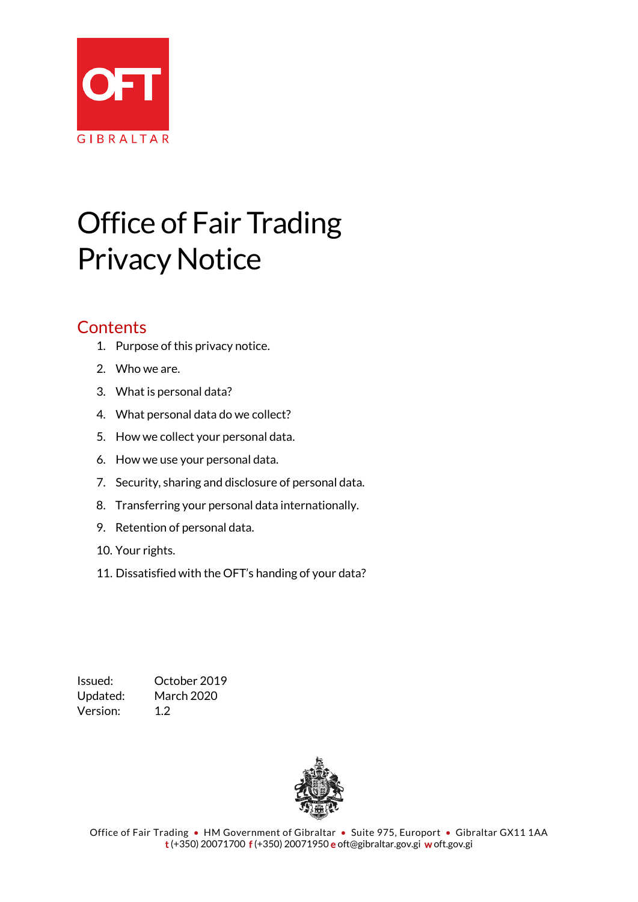OFT

GIBRALTAR

# Office of Fair Trading Privacy Notice

## Contents

1. Purpose of this privacy notice.
2. Who we are.
3. What is personal data?
4. What personal data do we collect?
5. How we collect your personal data.
6. How we use your personal data.
7. Security, sharing and disclosure of personal data.
8. Transferring your personal data internationally.
9. Retention of personal data.
10. Your rights.
11. Dissatisfied with the OFT's handing of your data?

Issued: October 2019
Updated: March 2020
Version: 1.2

Office of Fair Trading • HM Government of Gibraltar • Suite 975, Europort • Gibraltar GX11 1AA
t (+350) 20071700 f (+350) 20071950 e oft@gibraltar.gov.gi w oft.gov.gi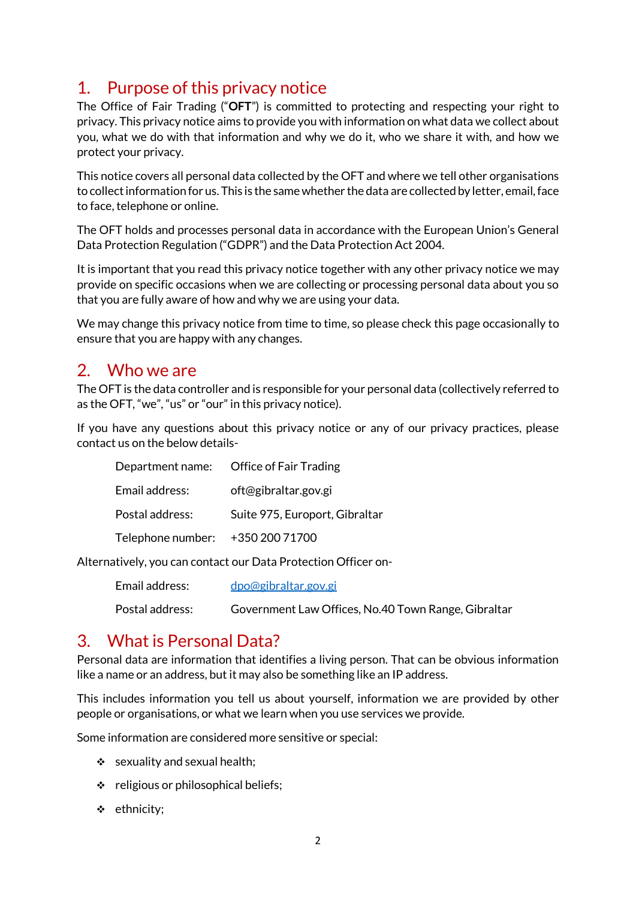## 1. Purpose of this privacy notice

The Office of Fair Trading ("**OFT**") is committed to protecting and respecting your right to privacy. This privacy notice aims to provide you with information on what data we collect about you, what we do with that information and why we do it, who we share it with, and how we protect your privacy.

This notice covers all personal data collected by the OFT and where we tell other organisations to collect information for us. This is the same whether the data are collected by letter, email, face to face, telephone or online.

The OFT holds and processes personal data in accordance with the European Union's General Data Protection Regulation ("GDPR") and the Data Protection Act 2004.

It is important that you read this privacy notice together with any other privacy notice we may provide on specific occasions when we are collecting or processing personal data about you so that you are fully aware of how and why we are using your data.

We may change this privacy notice from time to time, so please check this page occasionally to ensure that you are happy with any changes.

## 2. Who we are

The OFT is the data controller and is responsible for your personal data (collectively referred to as the OFT, "we", "us" or "our" in this privacy notice).

If you have any questions about this privacy notice or any of our privacy practices, please contact us on the below details-

| | |
|---|---|
| Department name: | Office of Fair Trading |
| Email address: | oft@gibraltar.gov.gi |
| Postal address: | Suite 975, Europort, Gibraltar |
| Telephone number: | +350 200 71700 |

Alternatively, you can contact our Data Protection Officer on-

| | |
|---|---|
| Email address: | dpo@gibraltar.gov.gi |
| Postal address: | Government Law Offices, No.40 Town Range, Gibraltar |

## 3. What is Personal Data?

Personal data are information that identifies a living person. That can be obvious information like a name or an address, but it may also be something like an IP address.

This includes information you tell us about yourself, information we are provided by other people or organisations, or what we learn when you use services we provide.

Some information are considered more sensitive or special:

- sexuality and sexual health;
- religious or philosophical beliefs;
- ethnicity;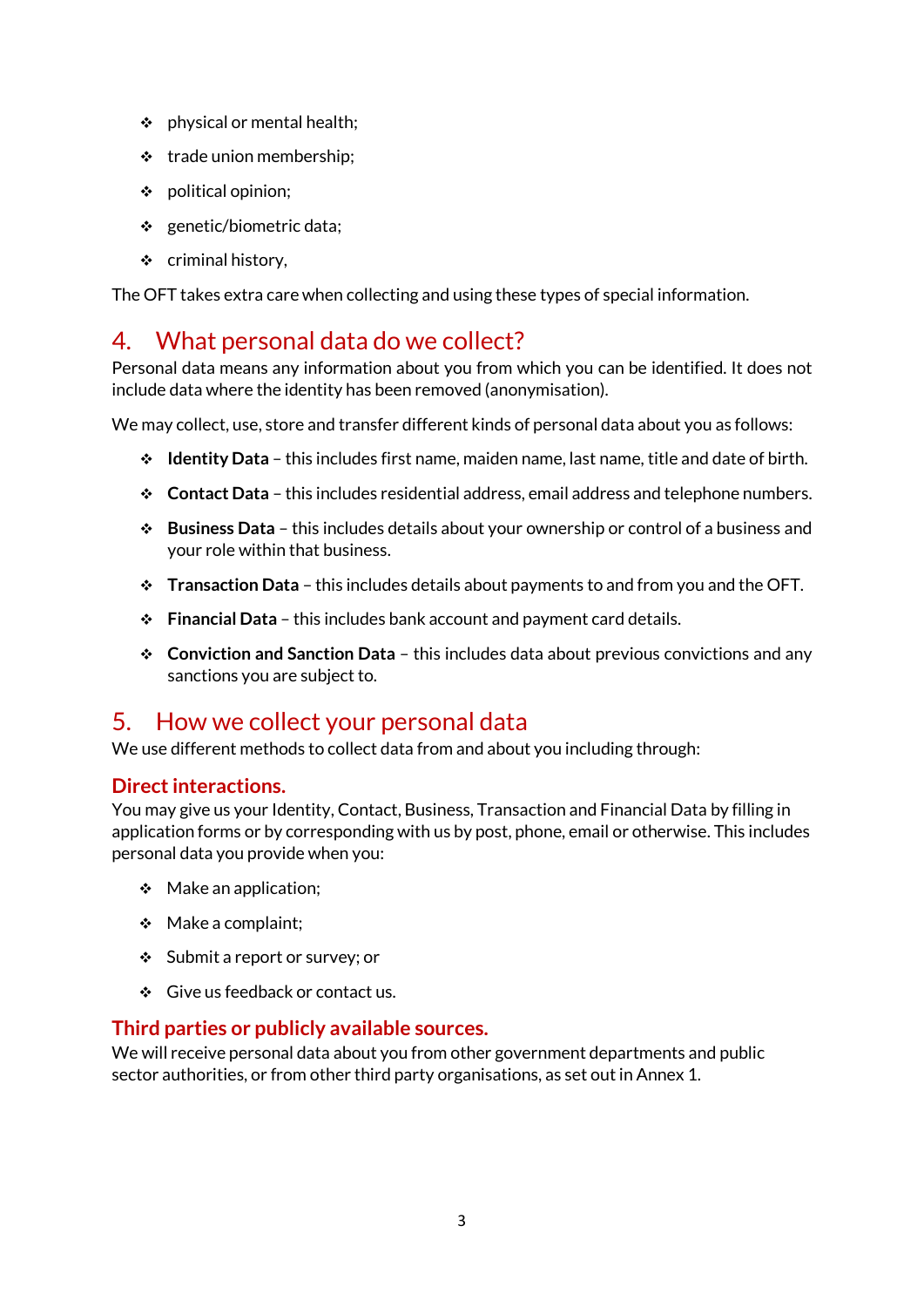- physical or mental health;
- trade union membership;
- political opinion;
- genetic/biometric data;
- criminal history,

The OFT takes extra care when collecting and using these types of special information.

## 4. What personal data do we collect?

Personal data means any information about you from which you can be identified. It does not include data where the identity has been removed (anonymisation).

We may collect, use, store and transfer different kinds of personal data about you as follows:

- **Identity Data** – this includes first name, maiden name, last name, title and date of birth.
- **Contact Data** – this includes residential address, email address and telephone numbers.
- **Business Data** – this includes details about your ownership or control of a business and your role within that business.
- **Transaction Data** – this includes details about payments to and from you and the OFT.
- **Financial Data** – this includes bank account and payment card details.
- **Conviction and Sanction Data** – this includes data about previous convictions and any sanctions you are subject to.

## 5. How we collect your personal data

We use different methods to collect data from and about you including through:

### Direct interactions.

You may give us your Identity, Contact, Business, Transaction and Financial Data by filling in application forms or by corresponding with us by post, phone, email or otherwise. This includes personal data you provide when you:

- Make an application;
- Make a complaint;
- Submit a report or survey; or
- Give us feedback or contact us.

### Third parties or publicly available sources.

We will receive personal data about you from other government departments and public sector authorities, or from other third party organisations, as set out in Annex 1.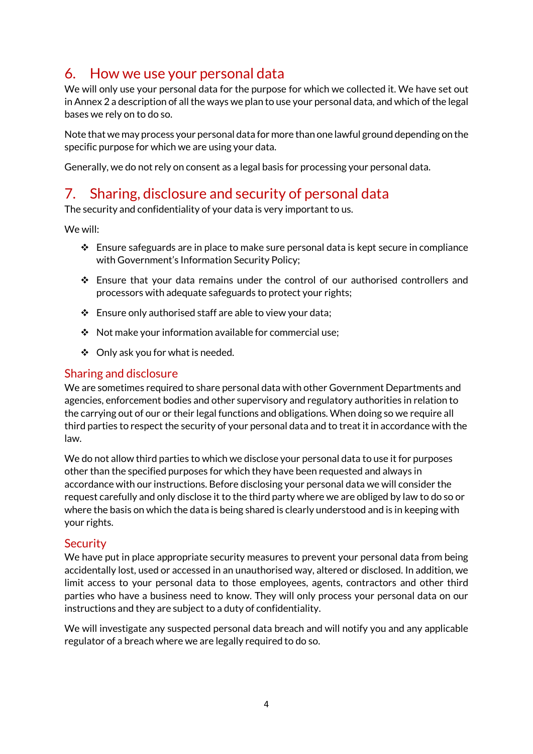## 6. How we use your personal data

We will only use your personal data for the purpose for which we collected it. We have set out in Annex 2 a description of all the ways we plan to use your personal data, and which of the legal bases we rely on to do so.

Note that we may process your personal data for more than one lawful ground depending on the specific purpose for which we are using your data.

Generally, we do not rely on consent as a legal basis for processing your personal data.

## 7. Sharing, disclosure and security of personal data

The security and confidentiality of your data is very important to us.

We will:

- Ensure safeguards are in place to make sure personal data is kept secure in compliance with Government's Information Security Policy;
- Ensure that your data remains under the control of our authorised controllers and processors with adequate safeguards to protect your rights;
- Ensure only authorised staff are able to view your data;
- Not make your information available for commercial use;
- Only ask you for what is needed.

### Sharing and disclosure

We are sometimes required to share personal data with other Government Departments and agencies, enforcement bodies and other supervisory and regulatory authorities in relation to the carrying out of our or their legal functions and obligations. When doing so we require all third parties to respect the security of your personal data and to treat it in accordance with the law.

We do not allow third parties to which we disclose your personal data to use it for purposes other than the specified purposes for which they have been requested and always in accordance with our instructions. Before disclosing your personal data we will consider the request carefully and only disclose it to the third party where we are obliged by law to do so or where the basis on which the data is being shared is clearly understood and is in keeping with your rights.

### Security

We have put in place appropriate security measures to prevent your personal data from being accidentally lost, used or accessed in an unauthorised way, altered or disclosed. In addition, we limit access to your personal data to those employees, agents, contractors and other third parties who have a business need to know. They will only process your personal data on our instructions and they are subject to a duty of confidentiality.

We will investigate any suspected personal data breach and will notify you and any applicable regulator of a breach where we are legally required to do so.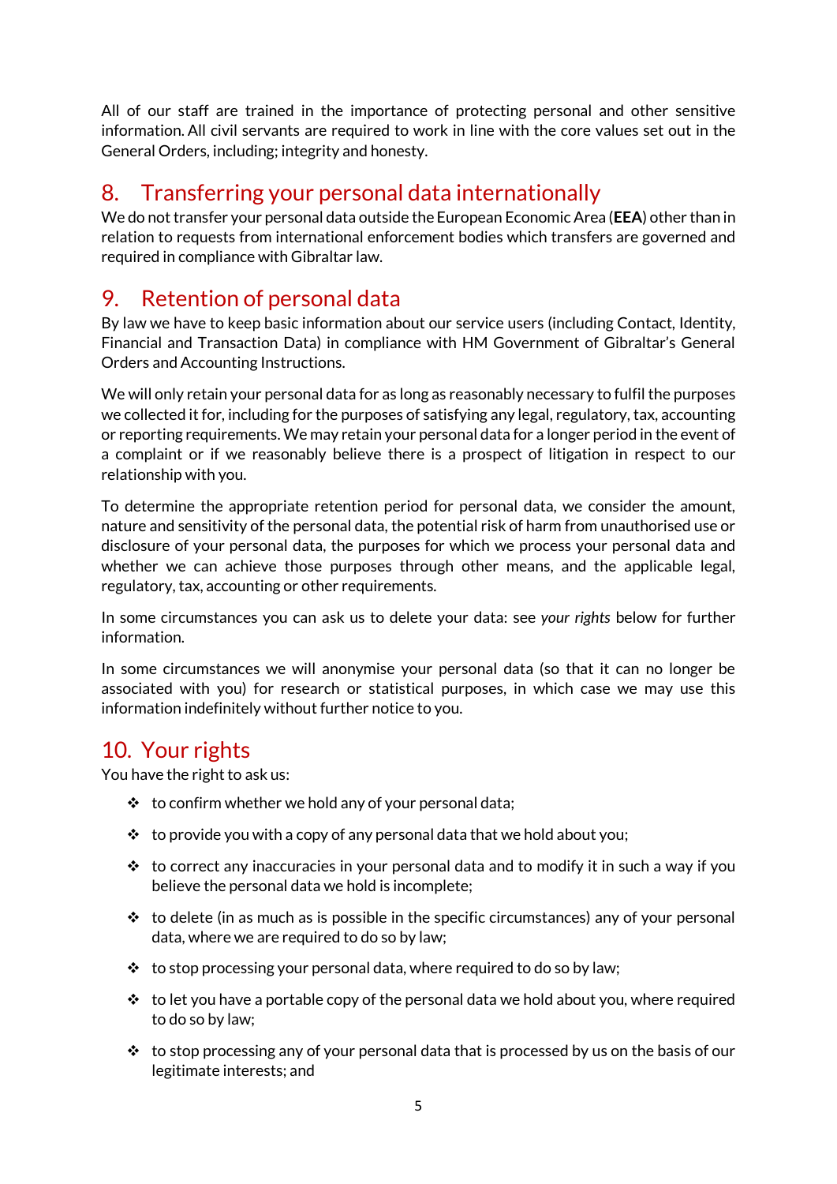All of our staff are trained in the importance of protecting personal and other sensitive information. All civil servants are required to work in line with the core values set out in the General Orders, including; integrity and honesty.

## 8. Transferring your personal data internationally

We do not transfer your personal data outside the European Economic Area (**EEA**) other than in relation to requests from international enforcement bodies which transfers are governed and required in compliance with Gibraltar law.

## 9. Retention of personal data

By law we have to keep basic information about our service users (including Contact, Identity, Financial and Transaction Data) in compliance with HM Government of Gibraltar's General Orders and Accounting Instructions.

We will only retain your personal data for as long as reasonably necessary to fulfil the purposes we collected it for, including for the purposes of satisfying any legal, regulatory, tax, accounting or reporting requirements. We may retain your personal data for a longer period in the event of a complaint or if we reasonably believe there is a prospect of litigation in respect to our relationship with you.

To determine the appropriate retention period for personal data, we consider the amount, nature and sensitivity of the personal data, the potential risk of harm from unauthorised use or disclosure of your personal data, the purposes for which we process your personal data and whether we can achieve those purposes through other means, and the applicable legal, regulatory, tax, accounting or other requirements.

In some circumstances you can ask us to delete your data: see *your rights* below for further information.

In some circumstances we will anonymise your personal data (so that it can no longer be associated with you) for research or statistical purposes, in which case we may use this information indefinitely without further notice to you.

## 10. Your rights

You have the right to ask us:

- to confirm whether we hold any of your personal data;
- to provide you with a copy of any personal data that we hold about you;
- to correct any inaccuracies in your personal data and to modify it in such a way if you believe the personal data we hold is incomplete;
- to delete (in as much as is possible in the specific circumstances) any of your personal data, where we are required to do so by law;
- to stop processing your personal data, where required to do so by law;
- to let you have a portable copy of the personal data we hold about you, where required to do so by law;
- to stop processing any of your personal data that is processed by us on the basis of our legitimate interests; and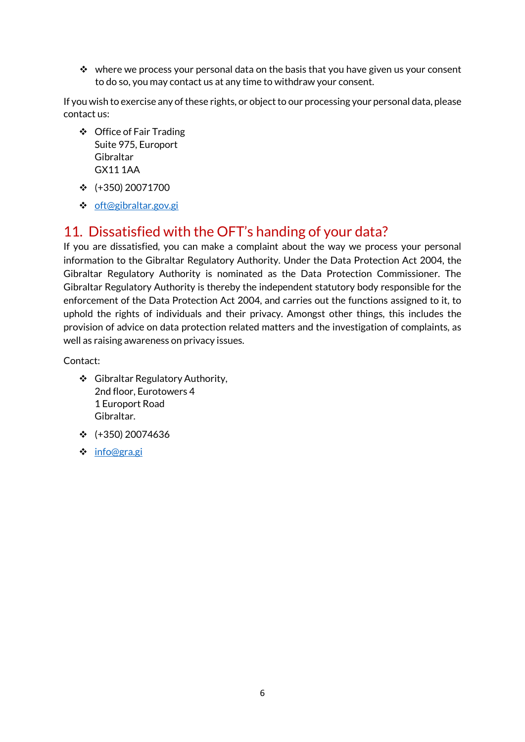- where we process your personal data on the basis that you have given us your consent to do so, you may contact us at any time to withdraw your consent.

If you wish to exercise any of these rights, or object to our processing your personal data, please contact us:

- Office of Fair Trading  
  Suite 975, Europort  
  Gibraltar  
  GX11 1AA
- (+350) 20071700
- oft@gibraltar.gov.gi

## 11. Dissatisfied with the OFT's handing of your data?

If you are dissatisfied, you can make a complaint about the way we process your personal information to the Gibraltar Regulatory Authority. Under the Data Protection Act 2004, the Gibraltar Regulatory Authority is nominated as the Data Protection Commissioner. The Gibraltar Regulatory Authority is thereby the independent statutory body responsible for the enforcement of the Data Protection Act 2004, and carries out the functions assigned to it, to uphold the rights of individuals and their privacy. Amongst other things, this includes the provision of advice on data protection related matters and the investigation of complaints, as well as raising awareness on privacy issues.

Contact:

- Gibraltar Regulatory Authority,  
  2nd floor, Eurotowers 4  
  1 Europort Road  
  Gibraltar.
- (+350) 20074636
- info@gra.gi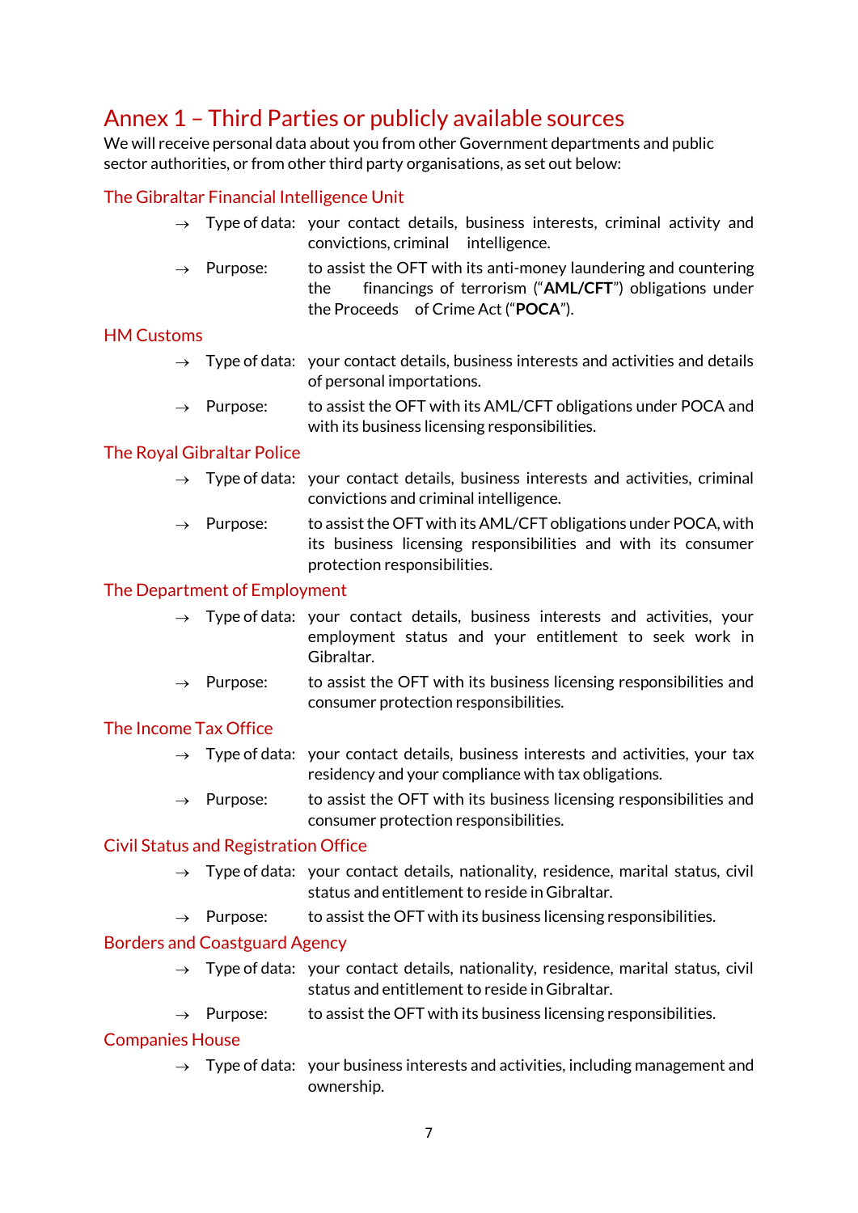## Annex 1 – Third Parties or publicly available sources

We will receive personal data about you from other Government departments and public sector authorities, or from other third party organisations, as set out below:

### The Gibraltar Financial Intelligence Unit

- → Type of data: your contact details, business interests, criminal activity and convictions, criminal intelligence.
- → Purpose: to assist the OFT with its anti-money laundering and countering the financings of terrorism ("**AML/CFT**") obligations under the Proceeds of Crime Act ("**POCA**").

### HM Customs

- → Type of data: your contact details, business interests and activities and details of personal importations.
- → Purpose: to assist the OFT with its AML/CFT obligations under POCA and with its business licensing responsibilities.

### The Royal Gibraltar Police

- → Type of data: your contact details, business interests and activities, criminal convictions and criminal intelligence.
- → Purpose: to assist the OFT with its AML/CFT obligations under POCA, with its business licensing responsibilities and with its consumer protection responsibilities.

### The Department of Employment

- → Type of data: your contact details, business interests and activities, your employment status and your entitlement to seek work in Gibraltar.
- → Purpose: to assist the OFT with its business licensing responsibilities and consumer protection responsibilities.

### The Income Tax Office

- → Type of data: your contact details, business interests and activities, your tax residency and your compliance with tax obligations.
- → Purpose: to assist the OFT with its business licensing responsibilities and consumer protection responsibilities.

### Civil Status and Registration Office

- → Type of data: your contact details, nationality, residence, marital status, civil status and entitlement to reside in Gibraltar.
- → Purpose: to assist the OFT with its business licensing responsibilities.

### Borders and Coastguard Agency

- → Type of data: your contact details, nationality, residence, marital status, civil status and entitlement to reside in Gibraltar.
- → Purpose: to assist the OFT with its business licensing responsibilities.

### Companies House

- → Type of data: your business interests and activities, including management and ownership.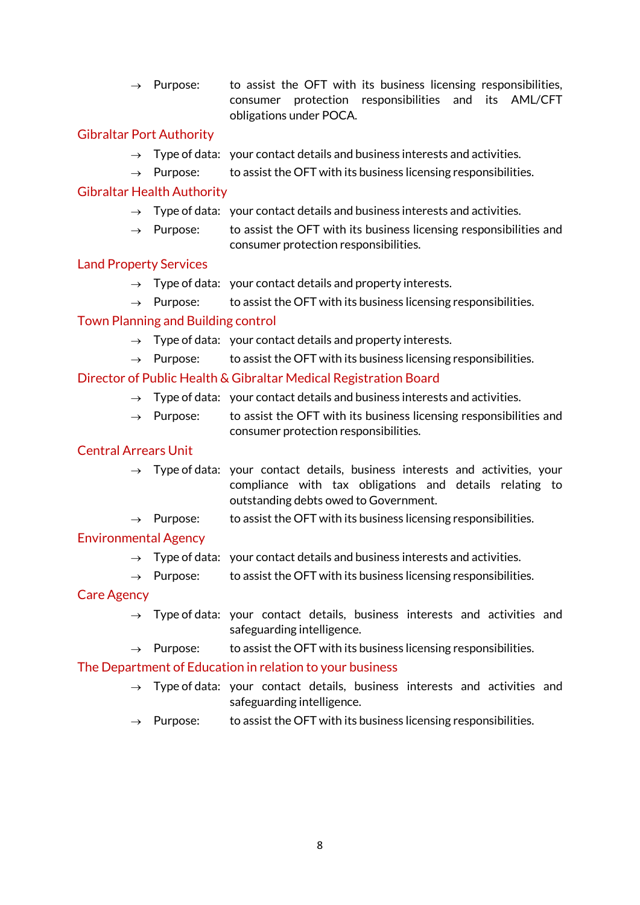- → Purpose: to assist the OFT with its business licensing responsibilities, consumer protection responsibilities and its AML/CFT obligations under POCA.

### Gibraltar Port Authority

- → Type of data: your contact details and business interests and activities.
- → Purpose: to assist the OFT with its business licensing responsibilities.

### Gibraltar Health Authority

- → Type of data: your contact details and business interests and activities.
- → Purpose: to assist the OFT with its business licensing responsibilities and consumer protection responsibilities.

### Land Property Services

- → Type of data: your contact details and property interests.
- → Purpose: to assist the OFT with its business licensing responsibilities.

### Town Planning and Building control

- → Type of data: your contact details and property interests.
- → Purpose: to assist the OFT with its business licensing responsibilities.

### Director of Public Health & Gibraltar Medical Registration Board

- → Type of data: your contact details and business interests and activities.
- → Purpose: to assist the OFT with its business licensing responsibilities and consumer protection responsibilities.

### Central Arrears Unit

- → Type of data: your contact details, business interests and activities, your compliance with tax obligations and details relating to outstanding debts owed to Government.
- → Purpose: to assist the OFT with its business licensing responsibilities.

### Environmental Agency

- → Type of data: your contact details and business interests and activities.
- → Purpose: to assist the OFT with its business licensing responsibilities.

### Care Agency

- → Type of data: your contact details, business interests and activities and safeguarding intelligence.
- → Purpose: to assist the OFT with its business licensing responsibilities.

### The Department of Education in relation to your business

- → Type of data: your contact details, business interests and activities and safeguarding intelligence.
- → Purpose: to assist the OFT with its business licensing responsibilities.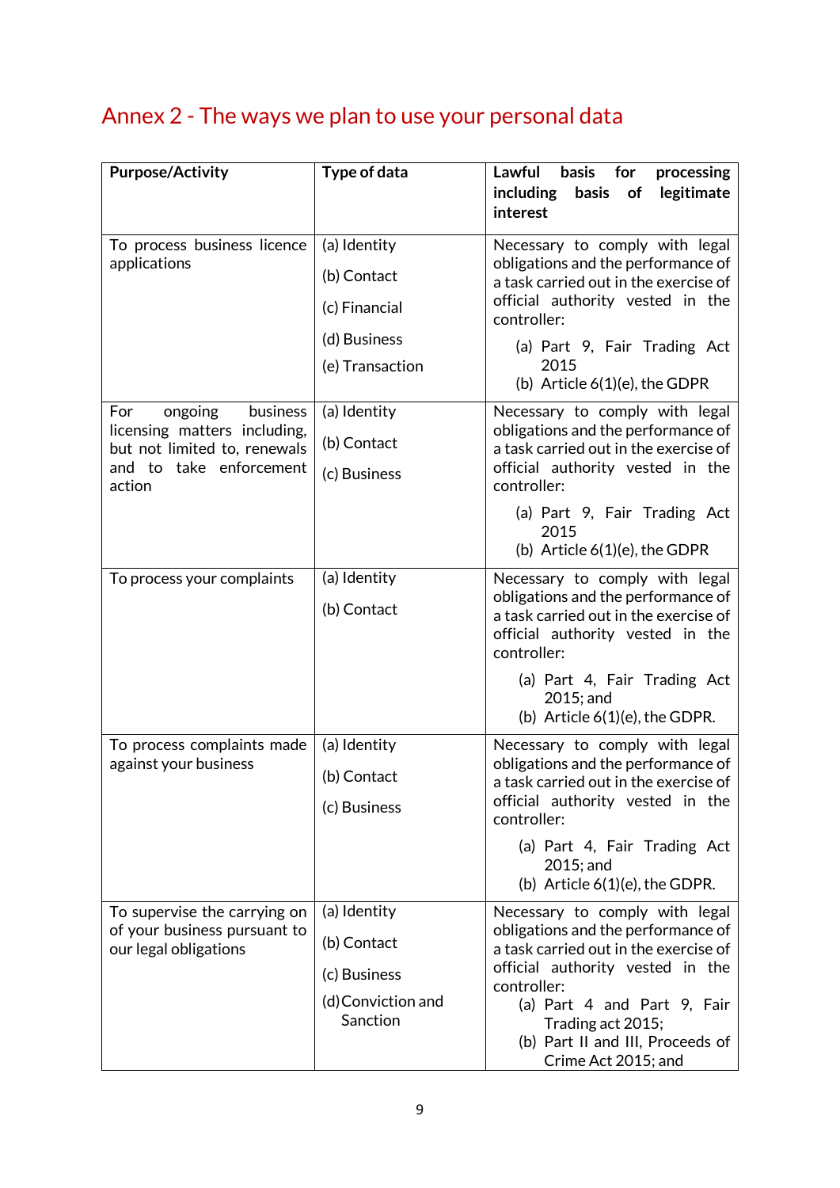# Annex 2 - The ways we plan to use your personal data

| Purpose/Activity | Type of data | Lawful basis for processing including basis of legitimate interest |
|---|---|---|
| To process business licence applications | (a) Identity<br>(b) Contact<br>(c) Financial<br>(d) Business<br>(e) Transaction | Necessary to comply with legal obligations and the performance of a task carried out in the exercise of official authority vested in the controller:<br>(a) Part 9, Fair Trading Act 2015<br>(b) Article 6(1)(e), the GDPR |
| For ongoing business licensing matters including, but not limited to, renewals and to take enforcement action | (a) Identity<br>(b) Contact<br>(c) Business | Necessary to comply with legal obligations and the performance of a task carried out in the exercise of official authority vested in the controller:<br>(a) Part 9, Fair Trading Act 2015<br>(b) Article 6(1)(e), the GDPR |
| To process your complaints | (a) Identity<br>(b) Contact | Necessary to comply with legal obligations and the performance of a task carried out in the exercise of official authority vested in the controller:<br>(a) Part 4, Fair Trading Act 2015; and<br>(b) Article 6(1)(e), the GDPR. |
| To process complaints made against your business | (a) Identity<br>(b) Contact<br>(c) Business | Necessary to comply with legal obligations and the performance of a task carried out in the exercise of official authority vested in the controller:<br>(a) Part 4, Fair Trading Act 2015; and<br>(b) Article 6(1)(e), the GDPR. |
| To supervise the carrying on of your business pursuant to our legal obligations | (a) Identity<br>(b) Contact<br>(c) Business<br>(d) Conviction and Sanction | Necessary to comply with legal obligations and the performance of a task carried out in the exercise of official authority vested in the controller:<br>(a) Part 4 and Part 9, Fair Trading act 2015;<br>(b) Part II and III, Proceeds of Crime Act 2015; and |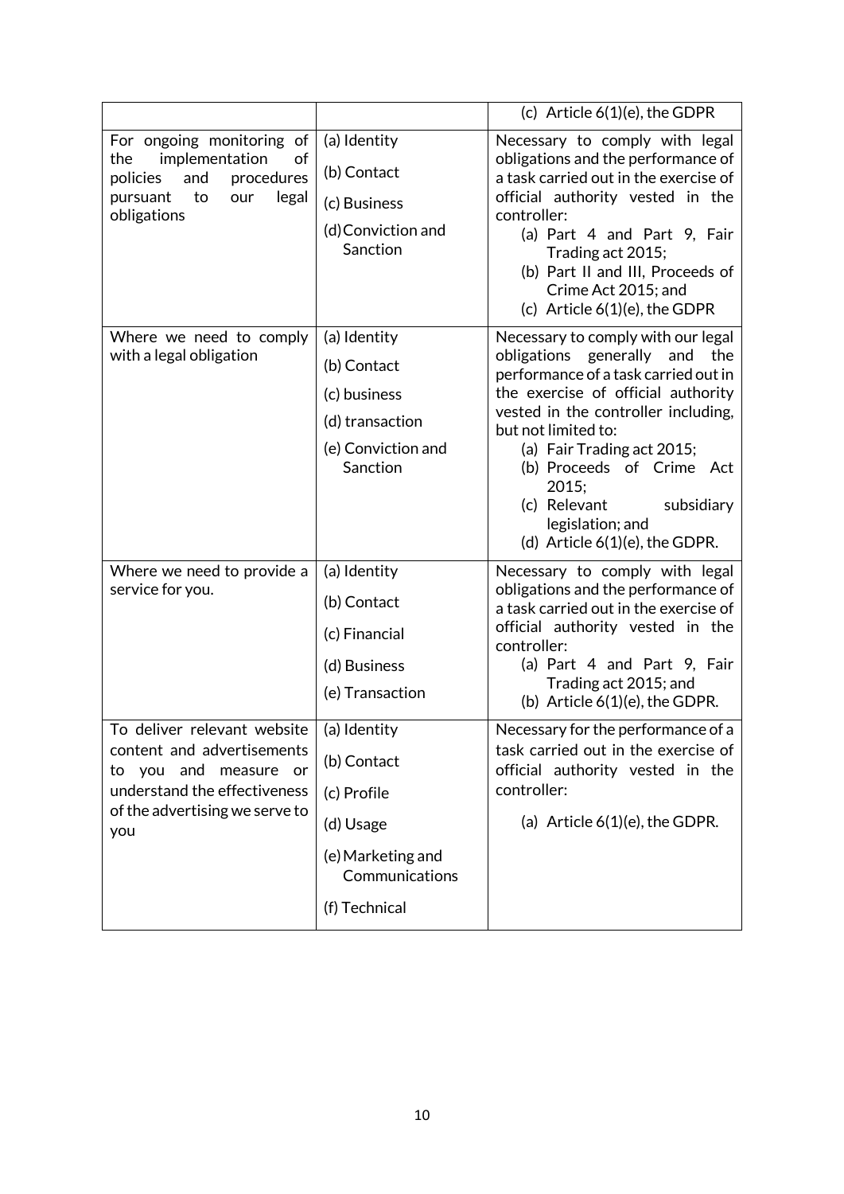| | | |
|---|---|---|
| | | (c) Article 6(1)(e), the GDPR |
| For ongoing monitoring of the implementation of policies and procedures pursuant to our legal obligations | (a) Identity<br>(b) Contact<br>(c) Business<br>(d) Conviction and Sanction | Necessary to comply with legal obligations and the performance of a task carried out in the exercise of official authority vested in the controller:<br>(a) Part 4 and Part 9, Fair Trading act 2015;<br>(b) Part II and III, Proceeds of Crime Act 2015; and<br>(c) Article 6(1)(e), the GDPR |
| Where we need to comply with a legal obligation | (a) Identity<br>(b) Contact<br>(c) business<br>(d) transaction<br>(e) Conviction and Sanction | Necessary to comply with our legal obligations generally and the performance of a task carried out in the exercise of official authority vested in the controller including, but not limited to:<br>(a) Fair Trading act 2015;<br>(b) Proceeds of Crime Act 2015;<br>(c) Relevant subsidiary legislation; and<br>(d) Article 6(1)(e), the GDPR. |
| Where we need to provide a service for you. | (a) Identity<br>(b) Contact<br>(c) Financial<br>(d) Business<br>(e) Transaction | Necessary to comply with legal obligations and the performance of a task carried out in the exercise of official authority vested in the controller:<br>(a) Part 4 and Part 9, Fair Trading act 2015; and<br>(b) Article 6(1)(e), the GDPR. |
| To deliver relevant website content and advertisements to you and measure or understand the effectiveness of the advertising we serve to you | (a) Identity<br>(b) Contact<br>(c) Profile<br>(d) Usage<br>(e) Marketing and Communications<br>(f) Technical | Necessary for the performance of a task carried out in the exercise of official authority vested in the controller:<br>(a) Article 6(1)(e), the GDPR. |